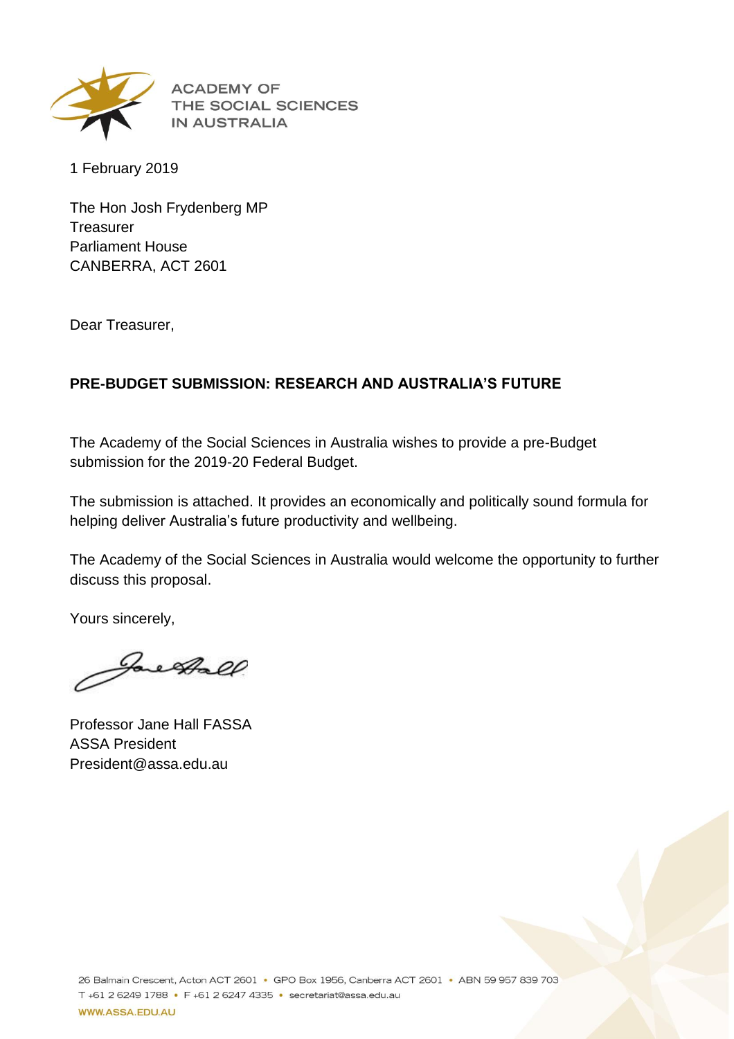ACADEMY OF
THE SOCIAL SCIENCES
IN AUSTRALIA

1 February 2019

The Hon Josh Frydenberg MP
Treasurer
Parliament House
CANBERRA, ACT 2601

Dear Treasurer,

**PRE-BUDGET SUBMISSION: RESEARCH AND AUSTRALIA'S FUTURE**

The Academy of the Social Sciences in Australia wishes to provide a pre-Budget submission for the 2019-20 Federal Budget.

The submission is attached. It provides an economically and politically sound formula for helping deliver Australia's future productivity and wellbeing.

The Academy of the Social Sciences in Australia would welcome the opportunity to further discuss this proposal.

Yours sincerely,

Professor Jane Hall FASSA
ASSA President
President@assa.edu.au

26 Balmain Crescent, Acton ACT 2601 • GPO Box 1956, Canberra ACT 2601 • ABN 59 957 839 703
T +61 2 6249 1788 • F +61 2 6247 4335 • secretariat@assa.edu.au
WWW.ASSA.EDU.AU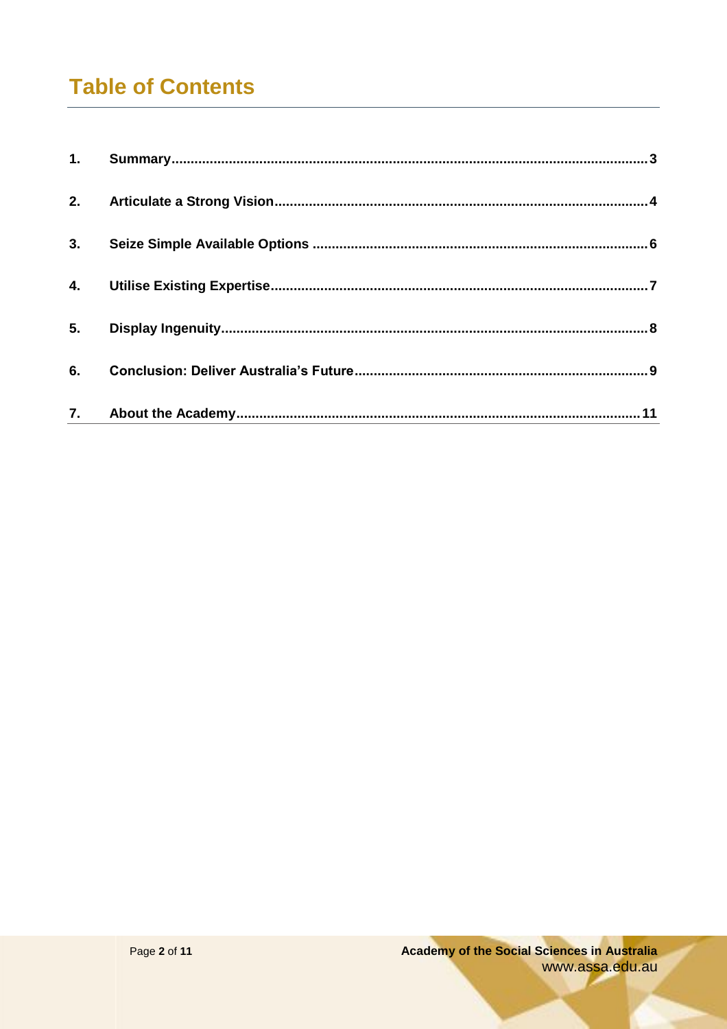# Table of Contents

1. Summary ........................................................ 3
2. Articulate a Strong Vision ........................................................ 4
3. Seize Simple Available Options ........................................................ 6
4. Utilise Existing Expertise ........................................................ 7
5. Display Ingenuity ........................................................ 8
6. Conclusion: Deliver Australia's Future ........................................................ 9
7. About the Academy ........................................................ 11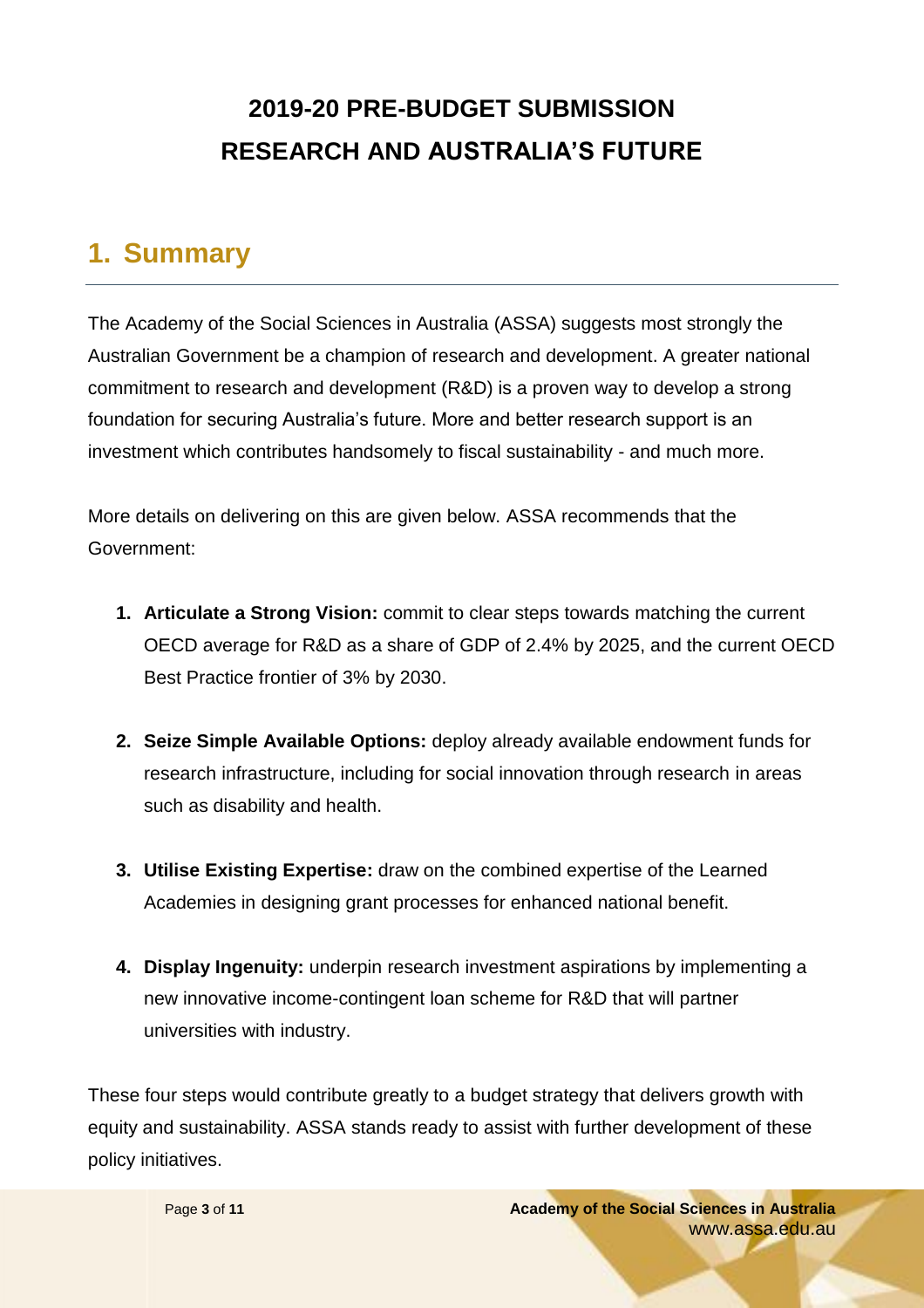# 2019-20 PRE-BUDGET SUBMISSION
# RESEARCH AND AUSTRALIA'S FUTURE

## 1. Summary

The Academy of the Social Sciences in Australia (ASSA) suggests most strongly the Australian Government be a champion of research and development. A greater national commitment to research and development (R&D) is a proven way to develop a strong foundation for securing Australia's future. More and better research support is an investment which contributes handsomely to fiscal sustainability - and much more.

More details on delivering on this are given below. ASSA recommends that the Government:

1. **Articulate a Strong Vision:** commit to clear steps towards matching the current OECD average for R&D as a share of GDP of 2.4% by 2025, and the current OECD Best Practice frontier of 3% by 2030.

2. **Seize Simple Available Options:** deploy already available endowment funds for research infrastructure, including for social innovation through research in areas such as disability and health.

3. **Utilise Existing Expertise:** draw on the combined expertise of the Learned Academies in designing grant processes for enhanced national benefit.

4. **Display Ingenuity:** underpin research investment aspirations by implementing a new innovative income-contingent loan scheme for R&D that will partner universities with industry.

These four steps would contribute greatly to a budget strategy that delivers growth with equity and sustainability. ASSA stands ready to assist with further development of these policy initiatives.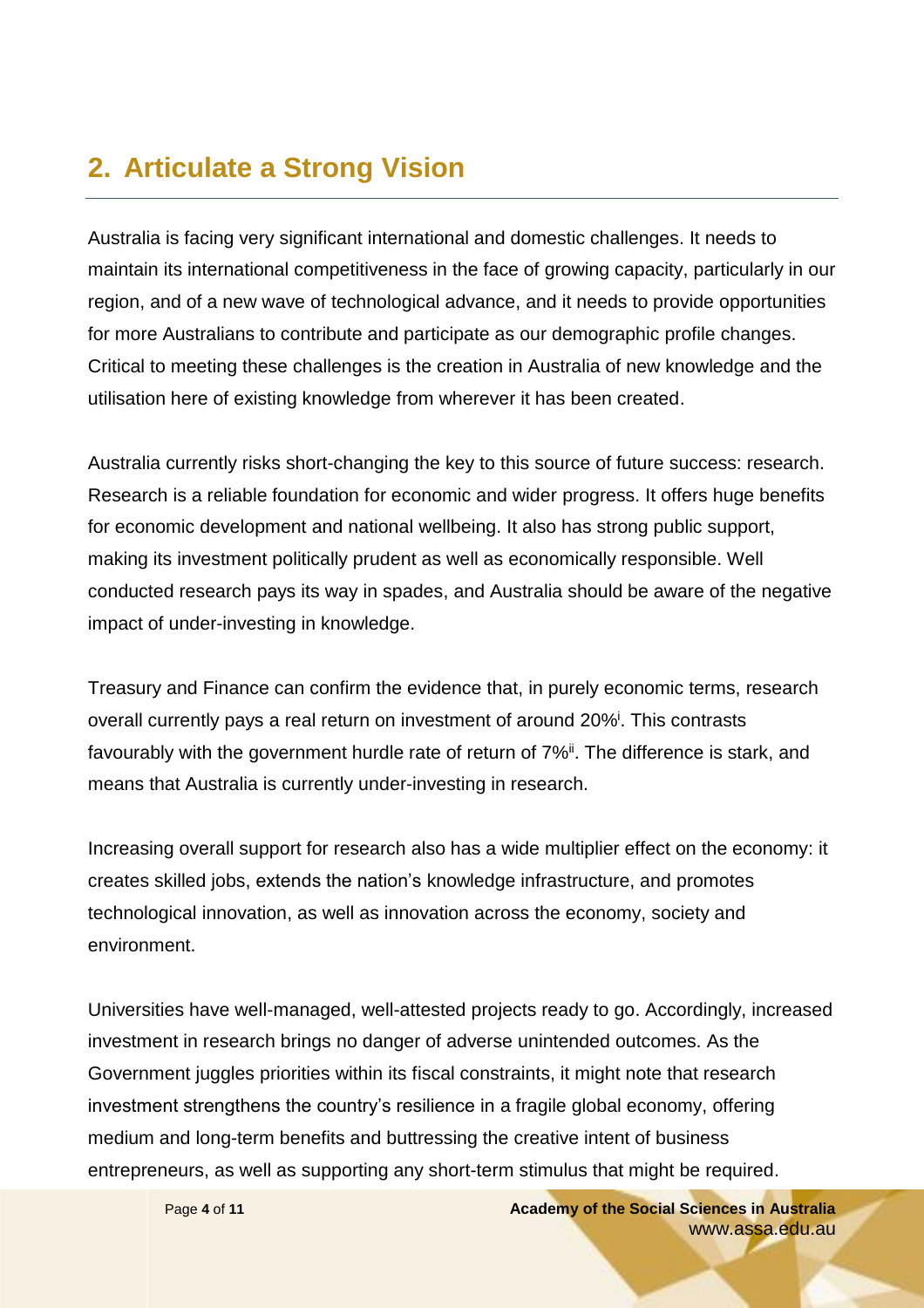## 2. Articulate a Strong Vision

Australia is facing very significant international and domestic challenges. It needs to maintain its international competitiveness in the face of growing capacity, particularly in our region, and of a new wave of technological advance, and it needs to provide opportunities for more Australians to contribute and participate as our demographic profile changes. Critical to meeting these challenges is the creation in Australia of new knowledge and the utilisation here of existing knowledge from wherever it has been created.

Australia currently risks short-changing the key to this source of future success: research. Research is a reliable foundation for economic and wider progress. It offers huge benefits for economic development and national wellbeing. It also has strong public support, making its investment politically prudent as well as economically responsible. Well conducted research pays its way in spades, and Australia should be aware of the negative impact of under-investing in knowledge.

Treasury and Finance can confirm the evidence that, in purely economic terms, research overall currently pays a real return on investment of around 20%[i]. This contrasts favourably with the government hurdle rate of return of 7%[ii]. The difference is stark, and means that Australia is currently under-investing in research.

Increasing overall support for research also has a wide multiplier effect on the economy: it creates skilled jobs, extends the nation's knowledge infrastructure, and promotes technological innovation, as well as innovation across the economy, society and environment.

Universities have well-managed, well-attested projects ready to go. Accordingly, increased investment in research brings no danger of adverse unintended outcomes. As the Government juggles priorities within its fiscal constraints, it might note that research investment strengthens the country's resilience in a fragile global economy, offering medium and long-term benefits and buttressing the creative intent of business entrepreneurs, as well as supporting any short-term stimulus that might be required.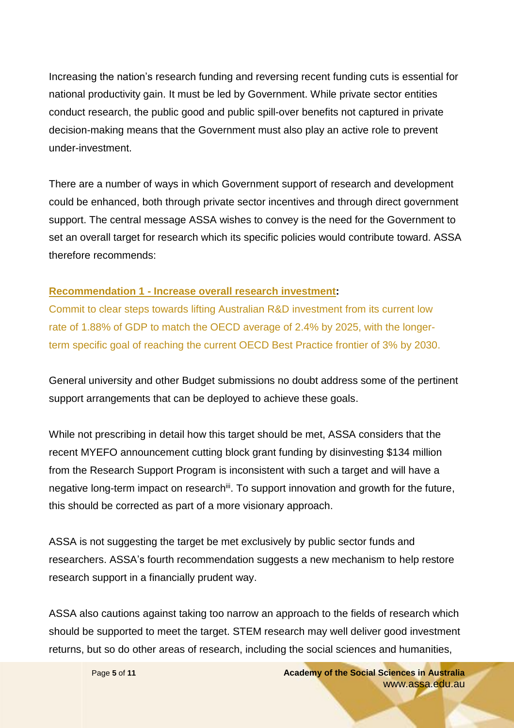Increasing the nation's research funding and reversing recent funding cuts is essential for national productivity gain. It must be led by Government. While private sector entities conduct research, the public good and public spill-over benefits not captured in private decision-making means that the Government must also play an active role to prevent under-investment.

There are a number of ways in which Government support of research and development could be enhanced, both through private sector incentives and through direct government support. The central message ASSA wishes to convey is the need for the Government to set an overall target for research which its specific policies would contribute toward. ASSA therefore recommends:

**Recommendation 1 - Increase overall research investment:**

Commit to clear steps towards lifting Australian R&D investment from its current low rate of 1.88% of GDP to match the OECD average of 2.4% by 2025, with the longer-term specific goal of reaching the current OECD Best Practice frontier of 3% by 2030.

General university and other Budget submissions no doubt address some of the pertinent support arrangements that can be deployed to achieve these goals.

While not prescribing in detail how this target should be met, ASSA considers that the recent MYEFO announcement cutting block grant funding by disinvesting $134 million from the Research Support Program is inconsistent with such a target and will have a negative long-term impact on research[iii]. To support innovation and growth for the future, this should be corrected as part of a more visionary approach.

ASSA is not suggesting the target be met exclusively by public sector funds and researchers. ASSA's fourth recommendation suggests a new mechanism to help restore research support in a financially prudent way.

ASSA also cautions against taking too narrow an approach to the fields of research which should be supported to meet the target. STEM research may well deliver good investment returns, but so do other areas of research, including the social sciences and humanities,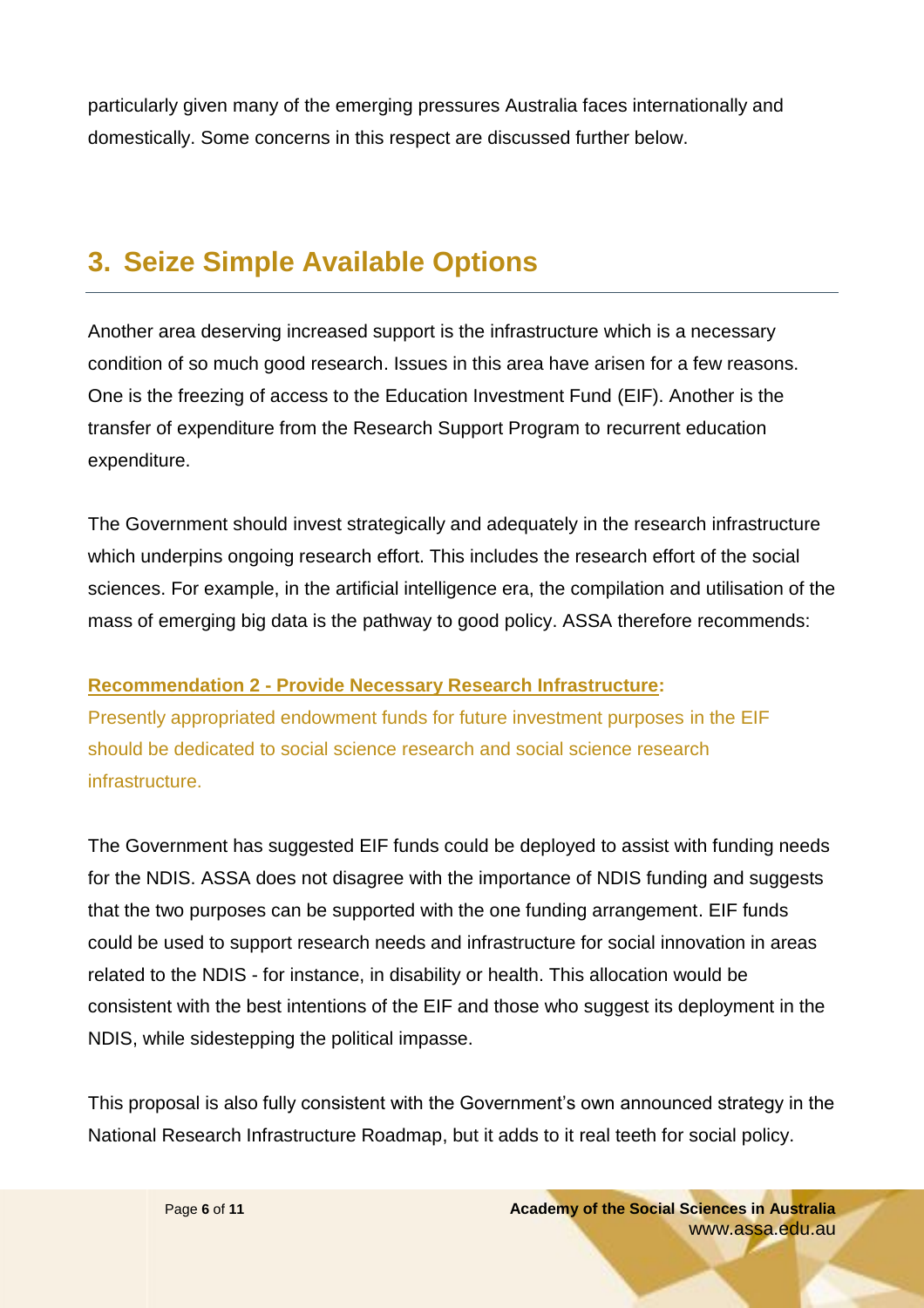particularly given many of the emerging pressures Australia faces internationally and domestically. Some concerns in this respect are discussed further below.

## 3. Seize Simple Available Options

Another area deserving increased support is the infrastructure which is a necessary condition of so much good research. Issues in this area have arisen for a few reasons. One is the freezing of access to the Education Investment Fund (EIF). Another is the transfer of expenditure from the Research Support Program to recurrent education expenditure.

The Government should invest strategically and adequately in the research infrastructure which underpins ongoing research effort. This includes the research effort of the social sciences. For example, in the artificial intelligence era, the compilation and utilisation of the mass of emerging big data is the pathway to good policy. ASSA therefore recommends:

**Recommendation 2 - Provide Necessary Research Infrastructure:**
Presently appropriated endowment funds for future investment purposes in the EIF should be dedicated to social science research and social science research infrastructure.

The Government has suggested EIF funds could be deployed to assist with funding needs for the NDIS. ASSA does not disagree with the importance of NDIS funding and suggests that the two purposes can be supported with the one funding arrangement. EIF funds could be used to support research needs and infrastructure for social innovation in areas related to the NDIS - for instance, in disability or health. This allocation would be consistent with the best intentions of the EIF and those who suggest its deployment in the NDIS, while sidestepping the political impasse.

This proposal is also fully consistent with the Government's own announced strategy in the National Research Infrastructure Roadmap, but it adds to it real teeth for social policy.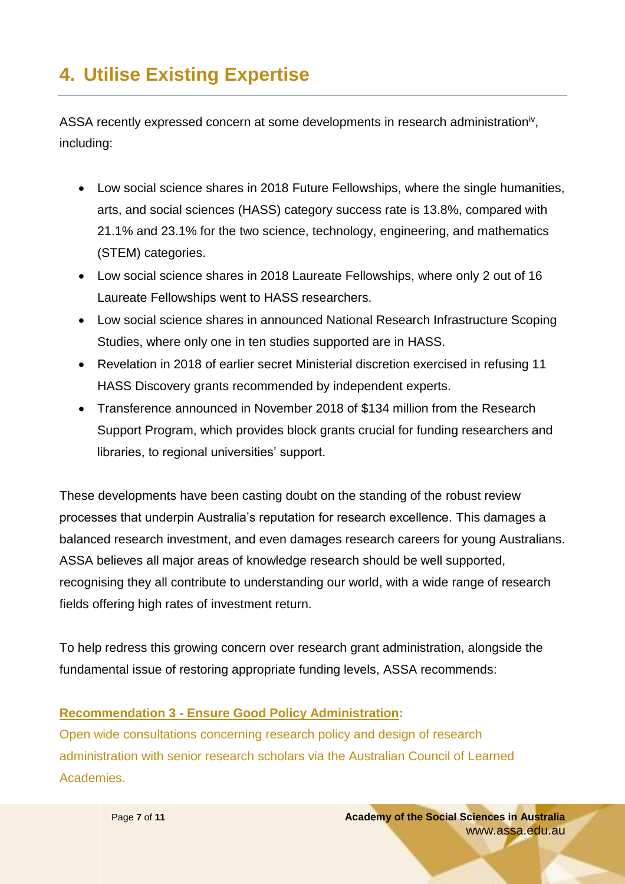## 4. Utilise Existing Expertise

ASSA recently expressed concern at some developments in research administration[iv], including:

- Low social science shares in 2018 Future Fellowships, where the single humanities, arts, and social sciences (HASS) category success rate is 13.8%, compared with 21.1% and 23.1% for the two science, technology, engineering, and mathematics (STEM) categories.
- Low social science shares in 2018 Laureate Fellowships, where only 2 out of 16 Laureate Fellowships went to HASS researchers.
- Low social science shares in announced National Research Infrastructure Scoping Studies, where only one in ten studies supported are in HASS.
- Revelation in 2018 of earlier secret Ministerial discretion exercised in refusing 11 HASS Discovery grants recommended by independent experts.
- Transference announced in November 2018 of $134 million from the Research Support Program, which provides block grants crucial for funding researchers and libraries, to regional universities' support.

These developments have been casting doubt on the standing of the robust review processes that underpin Australia's reputation for research excellence. This damages a balanced research investment, and even damages research careers for young Australians. ASSA believes all major areas of knowledge research should be well supported, recognising they all contribute to understanding our world, with a wide range of research fields offering high rates of investment return.

To help redress this growing concern over research grant administration, alongside the fundamental issue of restoring appropriate funding levels, ASSA recommends:

**Recommendation 3 - Ensure Good Policy Administration:**
Open wide consultations concerning research policy and design of research administration with senior research scholars via the Australian Council of Learned Academies.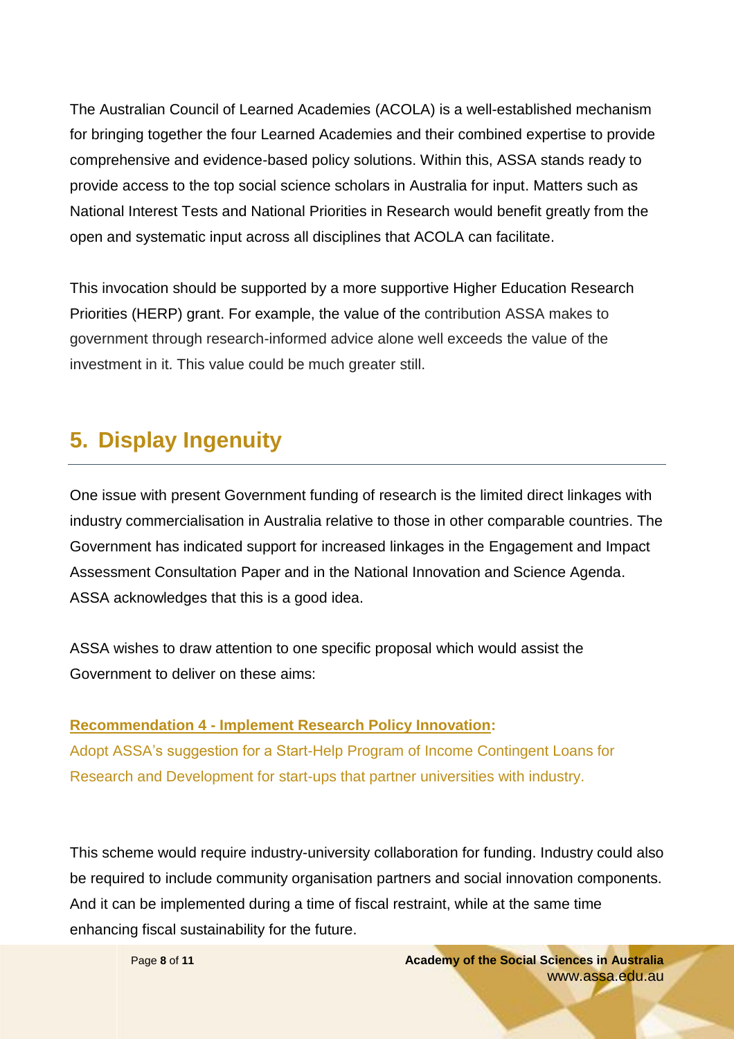The Australian Council of Learned Academies (ACOLA) is a well-established mechanism for bringing together the four Learned Academies and their combined expertise to provide comprehensive and evidence-based policy solutions. Within this, ASSA stands ready to provide access to the top social science scholars in Australia for input. Matters such as National Interest Tests and National Priorities in Research would benefit greatly from the open and systematic input across all disciplines that ACOLA can facilitate.

This invocation should be supported by a more supportive Higher Education Research Priorities (HERP) grant. For example, the value of the contribution ASSA makes to government through research-informed advice alone well exceeds the value of the investment in it. This value could be much greater still.

## 5. Display Ingenuity

One issue with present Government funding of research is the limited direct linkages with industry commercialisation in Australia relative to those in other comparable countries. The Government has indicated support for increased linkages in the Engagement and Impact Assessment Consultation Paper and in the National Innovation and Science Agenda. ASSA acknowledges that this is a good idea.

ASSA wishes to draw attention to one specific proposal which would assist the Government to deliver on these aims:

**Recommendation 4 - Implement Research Policy Innovation:**
Adopt ASSA's suggestion for a Start-Help Program of Income Contingent Loans for Research and Development for start-ups that partner universities with industry.

This scheme would require industry-university collaboration for funding. Industry could also be required to include community organisation partners and social innovation components. And it can be implemented during a time of fiscal restraint, while at the same time enhancing fiscal sustainability for the future.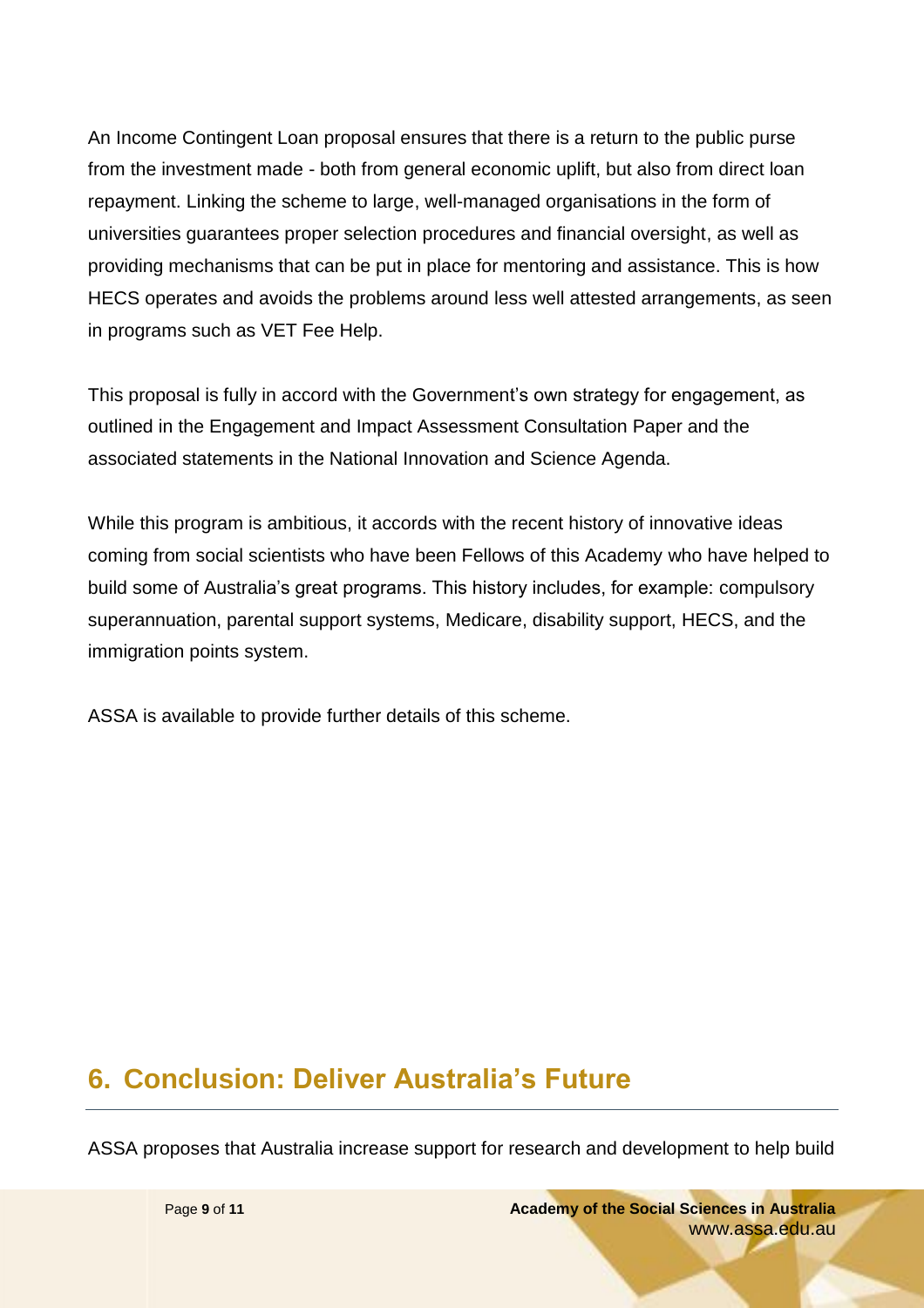An Income Contingent Loan proposal ensures that there is a return to the public purse from the investment made - both from general economic uplift, but also from direct loan repayment. Linking the scheme to large, well-managed organisations in the form of universities guarantees proper selection procedures and financial oversight, as well as providing mechanisms that can be put in place for mentoring and assistance. This is how HECS operates and avoids the problems around less well attested arrangements, as seen in programs such as VET Fee Help.

This proposal is fully in accord with the Government's own strategy for engagement, as outlined in the Engagement and Impact Assessment Consultation Paper and the associated statements in the National Innovation and Science Agenda.

While this program is ambitious, it accords with the recent history of innovative ideas coming from social scientists who have been Fellows of this Academy who have helped to build some of Australia's great programs. This history includes, for example: compulsory superannuation, parental support systems, Medicare, disability support, HECS, and the immigration points system.

ASSA is available to provide further details of this scheme.

## 6. Conclusion: Deliver Australia's Future

ASSA proposes that Australia increase support for research and development to help build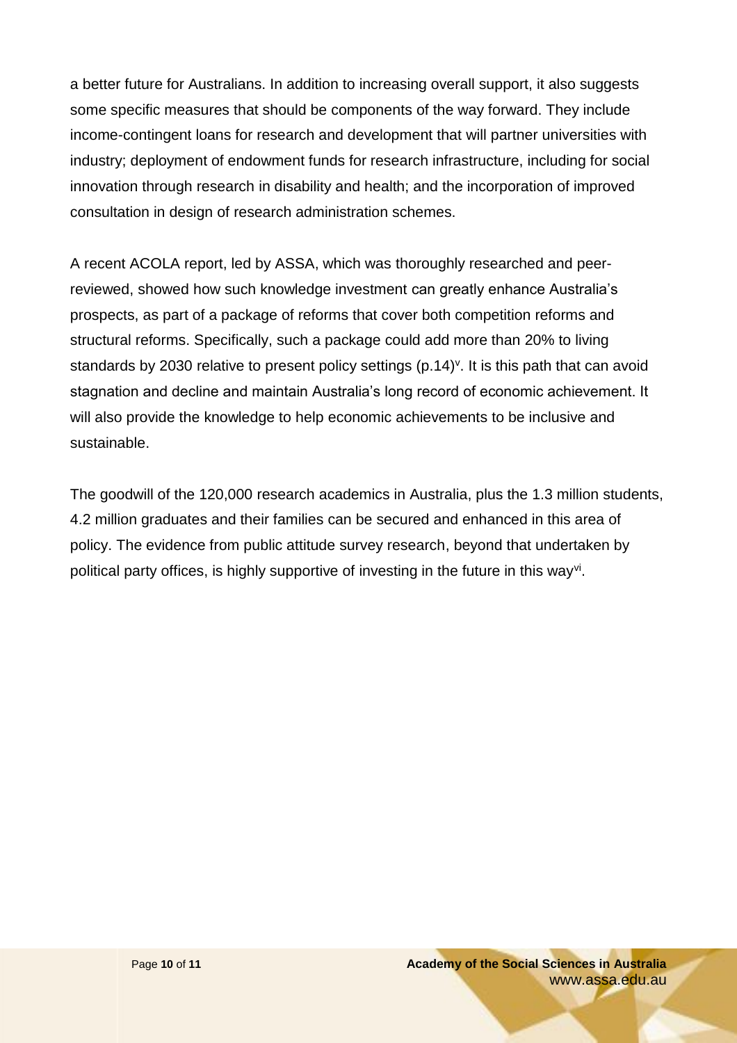a better future for Australians. In addition to increasing overall support, it also suggests some specific measures that should be components of the way forward. They include income-contingent loans for research and development that will partner universities with industry; deployment of endowment funds for research infrastructure, including for social innovation through research in disability and health; and the incorporation of improved consultation in design of research administration schemes.

A recent ACOLA report, led by ASSA, which was thoroughly researched and peer-reviewed, showed how such knowledge investment can greatly enhance Australia's prospects, as part of a package of reforms that cover both competition reforms and structural reforms. Specifically, such a package could add more than 20% to living standards by 2030 relative to present policy settings (p.14)[v]. It is this path that can avoid stagnation and decline and maintain Australia's long record of economic achievement. It will also provide the knowledge to help economic achievements to be inclusive and sustainable.

The goodwill of the 120,000 research academics in Australia, plus the 1.3 million students, 4.2 million graduates and their families can be secured and enhanced in this area of policy. The evidence from public attitude survey research, beyond that undertaken by political party offices, is highly supportive of investing in the future in this way[vi].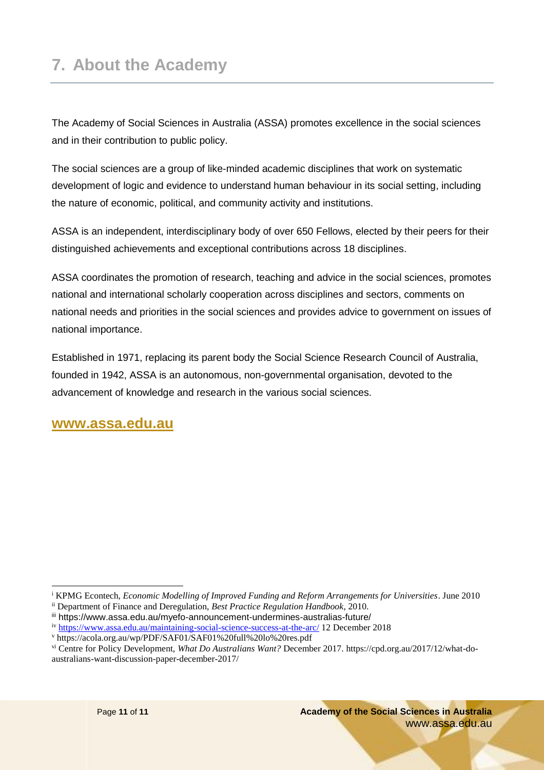## 7. About the Academy

The Academy of Social Sciences in Australia (ASSA) promotes excellence in the social sciences and in their contribution to public policy.

The social sciences are a group of like-minded academic disciplines that work on systematic development of logic and evidence to understand human behaviour in its social setting, including the nature of economic, political, and community activity and institutions.

ASSA is an independent, interdisciplinary body of over 650 Fellows, elected by their peers for their distinguished achievements and exceptional contributions across 18 disciplines.

ASSA coordinates the promotion of research, teaching and advice in the social sciences, promotes national and international scholarly cooperation across disciplines and sectors, comments on national needs and priorities in the social sciences and provides advice to government on issues of national importance.

Established in 1971, replacing its parent body the Social Science Research Council of Australia, founded in 1942, ASSA is an autonomous, non-governmental organisation, devoted to the advancement of knowledge and research in the various social sciences.

**[www.assa.edu.au](http://www.assa.edu.au)**

---

[i] KPMG Econtech, *Economic Modelling of Improved Funding and Reform Arrangements for Universities*. June 2010

[ii] Department of Finance and Deregulation, *Best Practice Regulation Handbook*, 2010.

[iii] https://www.assa.edu.au/myefo-announcement-undermines-australias-future/

[iv] https://www.assa.edu.au/maintaining-social-science-success-at-the-arc/ 12 December 2018

[v] https://acola.org.au/wp/PDF/SAF01/SAF01%20full%20lo%20res.pdf

[vi] Centre for Policy Development, *What Do Australians Want?* December 2017. https://cpd.org.au/2017/12/what-do-australians-want-discussion-paper-december-2017/